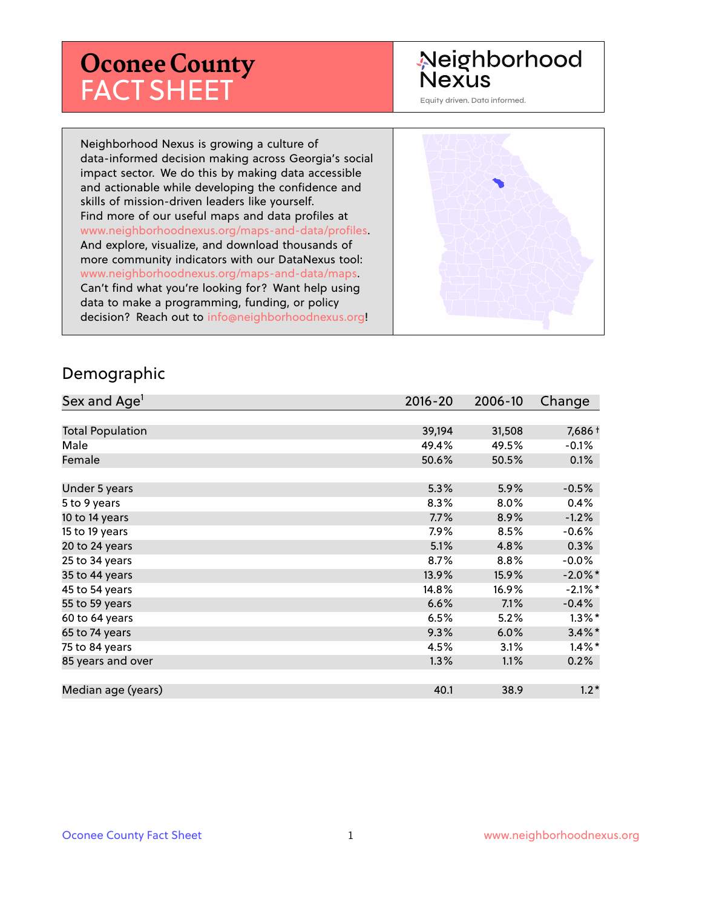# Oconee County FACT SHEET

Neighborhood Nexus

Equity driven. Data informed.

Neighborhood Nexus is growing a culture of data-informed decision making across Georgia's social impact sector. We do this by making data accessible and actionable while developing the confidence and skills of mission-driven leaders like yourself. Find more of our useful maps and data profiles at www.neighborhoodnexus.org/maps-and-data/profiles. And explore, visualize, and download thousands of more community indicators with our DataNexus tool: www.neighborhoodnexus.org/maps-and-data/maps. Can't find what you're looking for? Want help using data to make a programming, funding, or policy decision? Reach out to info@neighborhoodnexus.org!

## Demographic

| Sex and Age[1] | 2016-20 | 2006-10 | Change |
|---|---|---|---|
| Total Population | 39,194 | 31,508 | 7,686 † |
| Male | 49.4% | 49.5% | -0.1% |
| Female | 50.6% | 50.5% | 0.1% |
| | | | |
| Under 5 years | 5.3% | 5.9% | -0.5% |
| 5 to 9 years | 8.3% | 8.0% | 0.4% |
| 10 to 14 years | 7.7% | 8.9% | -1.2% |
| 15 to 19 years | 7.9% | 8.5% | -0.6% |
| 20 to 24 years | 5.1% | 4.8% | 0.3% |
| 25 to 34 years | 8.7% | 8.8% | -0.0% |
| 35 to 44 years | 13.9% | 15.9% | -2.0%* |
| 45 to 54 years | 14.8% | 16.9% | -2.1%* |
| 55 to 59 years | 6.6% | 7.1% | -0.4% |
| 60 to 64 years | 6.5% | 5.2% | 1.3%* |
| 65 to 74 years | 9.3% | 6.0% | 3.4%* |
| 75 to 84 years | 4.5% | 3.1% | 1.4%* |
| 85 years and over | 1.3% | 1.1% | 0.2% |
| | | | |
| Median age (years) | 40.1 | 38.9 | 1.2* |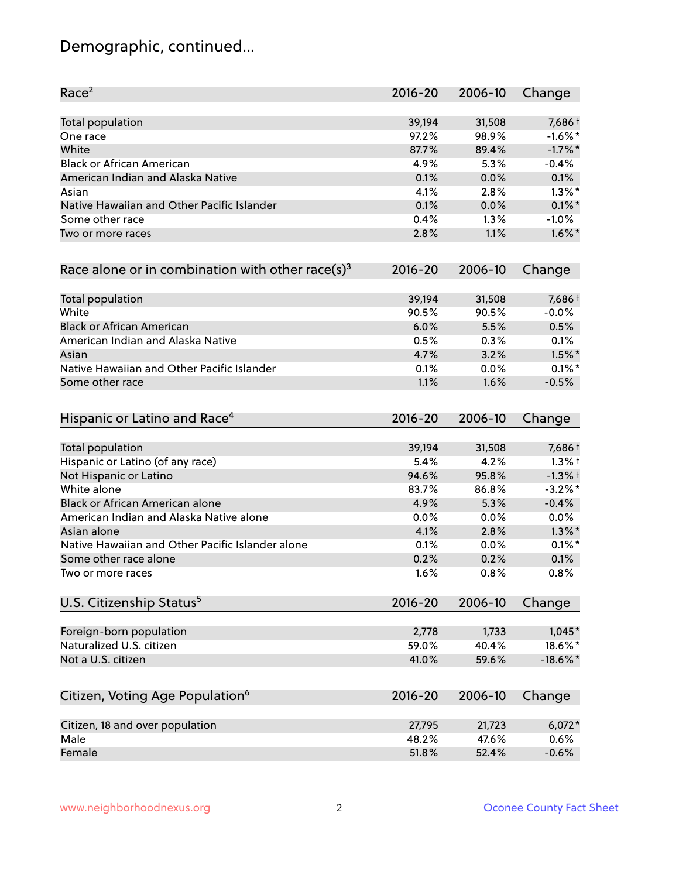# Demographic, continued...

| Race[2] | 2016-20 | 2006-10 | Change |
|---|---|---|---|
| Total population | 39,194 | 31,508 | 7,686† |
| One race | 97.2% | 98.9% | -1.6%* |
| White | 87.7% | 89.4% | -1.7%* |
| Black or African American | 4.9% | 5.3% | -0.4% |
| American Indian and Alaska Native | 0.1% | 0.0% | 0.1% |
| Asian | 4.1% | 2.8% | 1.3%* |
| Native Hawaiian and Other Pacific Islander | 0.1% | 0.0% | 0.1%* |
| Some other race | 0.4% | 1.3% | -1.0% |
| Two or more races | 2.8% | 1.1% | 1.6%* |

| Race alone or in combination with other race(s)[3] | 2016-20 | 2006-10 | Change |
|---|---|---|---|
| Total population | 39,194 | 31,508 | 7,686† |
| White | 90.5% | 90.5% | -0.0% |
| Black or African American | 6.0% | 5.5% | 0.5% |
| American Indian and Alaska Native | 0.5% | 0.3% | 0.1% |
| Asian | 4.7% | 3.2% | 1.5%* |
| Native Hawaiian and Other Pacific Islander | 0.1% | 0.0% | 0.1%* |
| Some other race | 1.1% | 1.6% | -0.5% |

| Hispanic or Latino and Race[4] | 2016-20 | 2006-10 | Change |
|---|---|---|---|
| Total population | 39,194 | 31,508 | 7,686† |
| Hispanic or Latino (of any race) | 5.4% | 4.2% | 1.3%† |
| Not Hispanic or Latino | 94.6% | 95.8% | -1.3%† |
| White alone | 83.7% | 86.8% | -3.2%* |
| Black or African American alone | 4.9% | 5.3% | -0.4% |
| American Indian and Alaska Native alone | 0.0% | 0.0% | 0.0% |
| Asian alone | 4.1% | 2.8% | 1.3%* |
| Native Hawaiian and Other Pacific Islander alone | 0.1% | 0.0% | 0.1%* |
| Some other race alone | 0.2% | 0.2% | 0.1% |
| Two or more races | 1.6% | 0.8% | 0.8% |

| U.S. Citizenship Status[5] | 2016-20 | 2006-10 | Change |
|---|---|---|---|
| Foreign-born population | 2,778 | 1,733 | 1,045* |
| Naturalized U.S. citizen | 59.0% | 40.4% | 18.6%* |
| Not a U.S. citizen | 41.0% | 59.6% | -18.6%* |

| Citizen, Voting Age Population[6] | 2016-20 | 2006-10 | Change |
|---|---|---|---|
| Citizen, 18 and over population | 27,795 | 21,723 | 6,072* |
| Male | 48.2% | 47.6% | 0.6% |
| Female | 51.8% | 52.4% | -0.6% |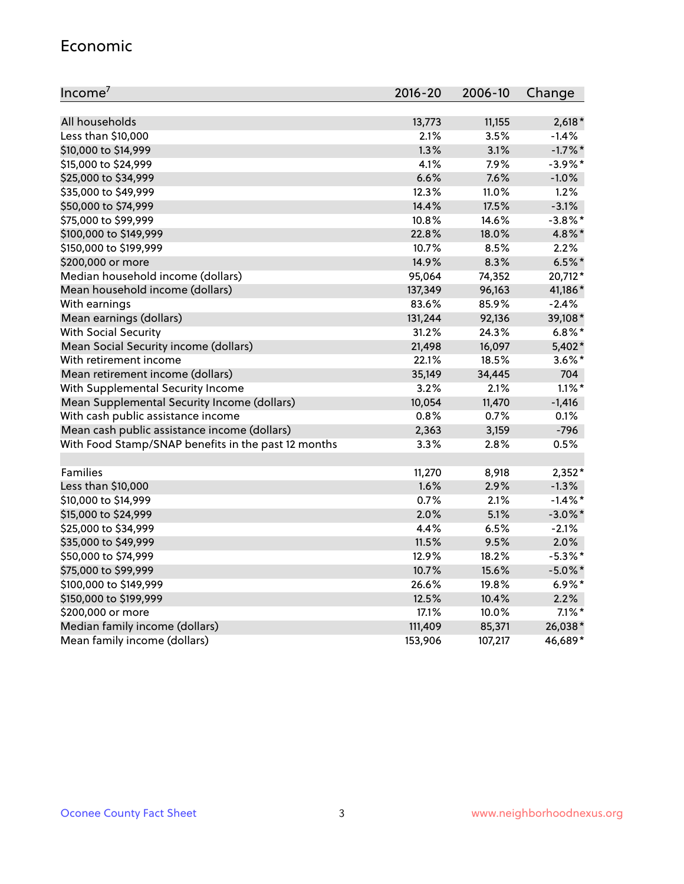## Economic

| Income[7] | 2016-20 | 2006-10 | Change |
|---|---|---|---|
| All households | 13,773 | 11,155 | 2,618* |
| Less than $10,000 | 2.1% | 3.5% | -1.4% |
| $10,000 to $14,999 | 1.3% | 3.1% | -1.7%* |
| $15,000 to $24,999 | 4.1% | 7.9% | -3.9%* |
| $25,000 to $34,999 | 6.6% | 7.6% | -1.0% |
| $35,000 to $49,999 | 12.3% | 11.0% | 1.2% |
| $50,000 to $74,999 | 14.4% | 17.5% | -3.1% |
| $75,000 to $99,999 | 10.8% | 14.6% | -3.8%* |
| $100,000 to $149,999 | 22.8% | 18.0% | 4.8%* |
| $150,000 to $199,999 | 10.7% | 8.5% | 2.2% |
| $200,000 or more | 14.9% | 8.3% | 6.5%* |
| Median household income (dollars) | 95,064 | 74,352 | 20,712* |
| Mean household income (dollars) | 137,349 | 96,163 | 41,186* |
| With earnings | 83.6% | 85.9% | -2.4% |
| Mean earnings (dollars) | 131,244 | 92,136 | 39,108* |
| With Social Security | 31.2% | 24.3% | 6.8%* |
| Mean Social Security income (dollars) | 21,498 | 16,097 | 5,402* |
| With retirement income | 22.1% | 18.5% | 3.6%* |
| Mean retirement income (dollars) | 35,149 | 34,445 | 704 |
| With Supplemental Security Income | 3.2% | 2.1% | 1.1%* |
| Mean Supplemental Security Income (dollars) | 10,054 | 11,470 | -1,416 |
| With cash public assistance income | 0.8% | 0.7% | 0.1% |
| Mean cash public assistance income (dollars) | 2,363 | 3,159 | -796 |
| With Food Stamp/SNAP benefits in the past 12 months | 3.3% | 2.8% | 0.5% |
| | | | |
| Families | 11,270 | 8,918 | 2,352* |
| Less than $10,000 | 1.6% | 2.9% | -1.3% |
| $10,000 to $14,999 | 0.7% | 2.1% | -1.4%* |
| $15,000 to $24,999 | 2.0% | 5.1% | -3.0%* |
| $25,000 to $34,999 | 4.4% | 6.5% | -2.1% |
| $35,000 to $49,999 | 11.5% | 9.5% | 2.0% |
| $50,000 to $74,999 | 12.9% | 18.2% | -5.3%* |
| $75,000 to $99,999 | 10.7% | 15.6% | -5.0%* |
| $100,000 to $149,999 | 26.6% | 19.8% | 6.9%* |
| $150,000 to $199,999 | 12.5% | 10.4% | 2.2% |
| $200,000 or more | 17.1% | 10.0% | 7.1%* |
| Median family income (dollars) | 111,409 | 85,371 | 26,038* |
| Mean family income (dollars) | 153,906 | 107,217 | 46,689* |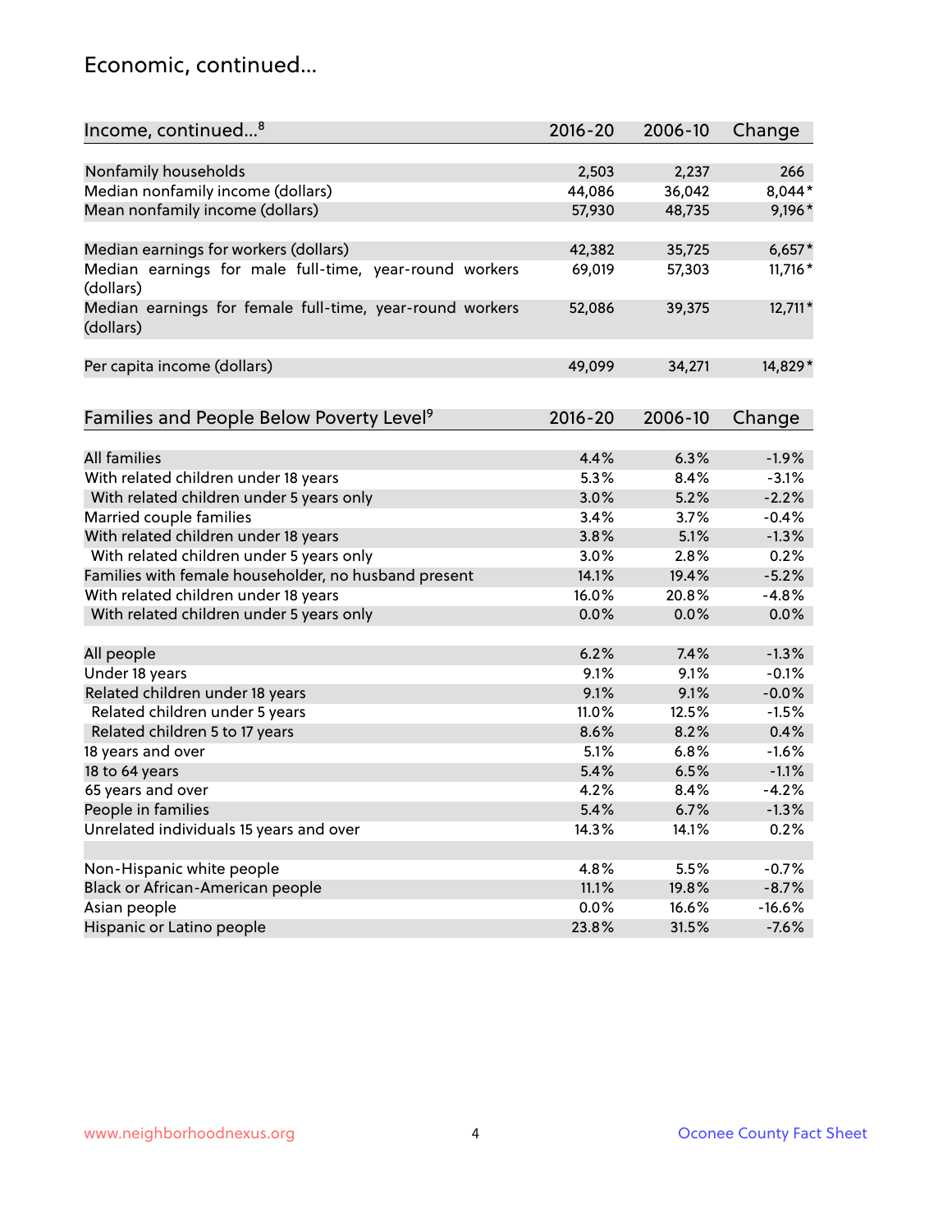## Economic, continued...

| Income, continued...[8] | 2016-20 | 2006-10 | Change |
|---|---|---|---|
| Nonfamily households | 2,503 | 2,237 | 266 |
| Median nonfamily income (dollars) | 44,086 | 36,042 | 8,044* |
| Mean nonfamily income (dollars) | 57,930 | 48,735 | 9,196* |
| Median earnings for workers (dollars) | 42,382 | 35,725 | 6,657* |
| Median earnings for male full-time, year-round workers (dollars) | 69,019 | 57,303 | 11,716* |
| Median earnings for female full-time, year-round workers (dollars) | 52,086 | 39,375 | 12,711* |
| Per capita income (dollars) | 49,099 | 34,271 | 14,829* |

| Families and People Below Poverty Level[9] | 2016-20 | 2006-10 | Change |
|---|---|---|---|
| All families | 4.4% | 6.3% | -1.9% |
| With related children under 18 years | 5.3% | 8.4% | -3.1% |
| With related children under 5 years only | 3.0% | 5.2% | -2.2% |
| Married couple families | 3.4% | 3.7% | -0.4% |
| With related children under 18 years | 3.8% | 5.1% | -1.3% |
| With related children under 5 years only | 3.0% | 2.8% | 0.2% |
| Families with female householder, no husband present | 14.1% | 19.4% | -5.2% |
| With related children under 18 years | 16.0% | 20.8% | -4.8% |
| With related children under 5 years only | 0.0% | 0.0% | 0.0% |
| All people | 6.2% | 7.4% | -1.3% |
| Under 18 years | 9.1% | 9.1% | -0.1% |
| Related children under 18 years | 9.1% | 9.1% | -0.0% |
| Related children under 5 years | 11.0% | 12.5% | -1.5% |
| Related children 5 to 17 years | 8.6% | 8.2% | 0.4% |
| 18 years and over | 5.1% | 6.8% | -1.6% |
| 18 to 64 years | 5.4% | 6.5% | -1.1% |
| 65 years and over | 4.2% | 8.4% | -4.2% |
| People in families | 5.4% | 6.7% | -1.3% |
| Unrelated individuals 15 years and over | 14.3% | 14.1% | 0.2% |
| Non-Hispanic white people | 4.8% | 5.5% | -0.7% |
| Black or African-American people | 11.1% | 19.8% | -8.7% |
| Asian people | 0.0% | 16.6% | -16.6% |
| Hispanic or Latino people | 23.8% | 31.5% | -7.6% |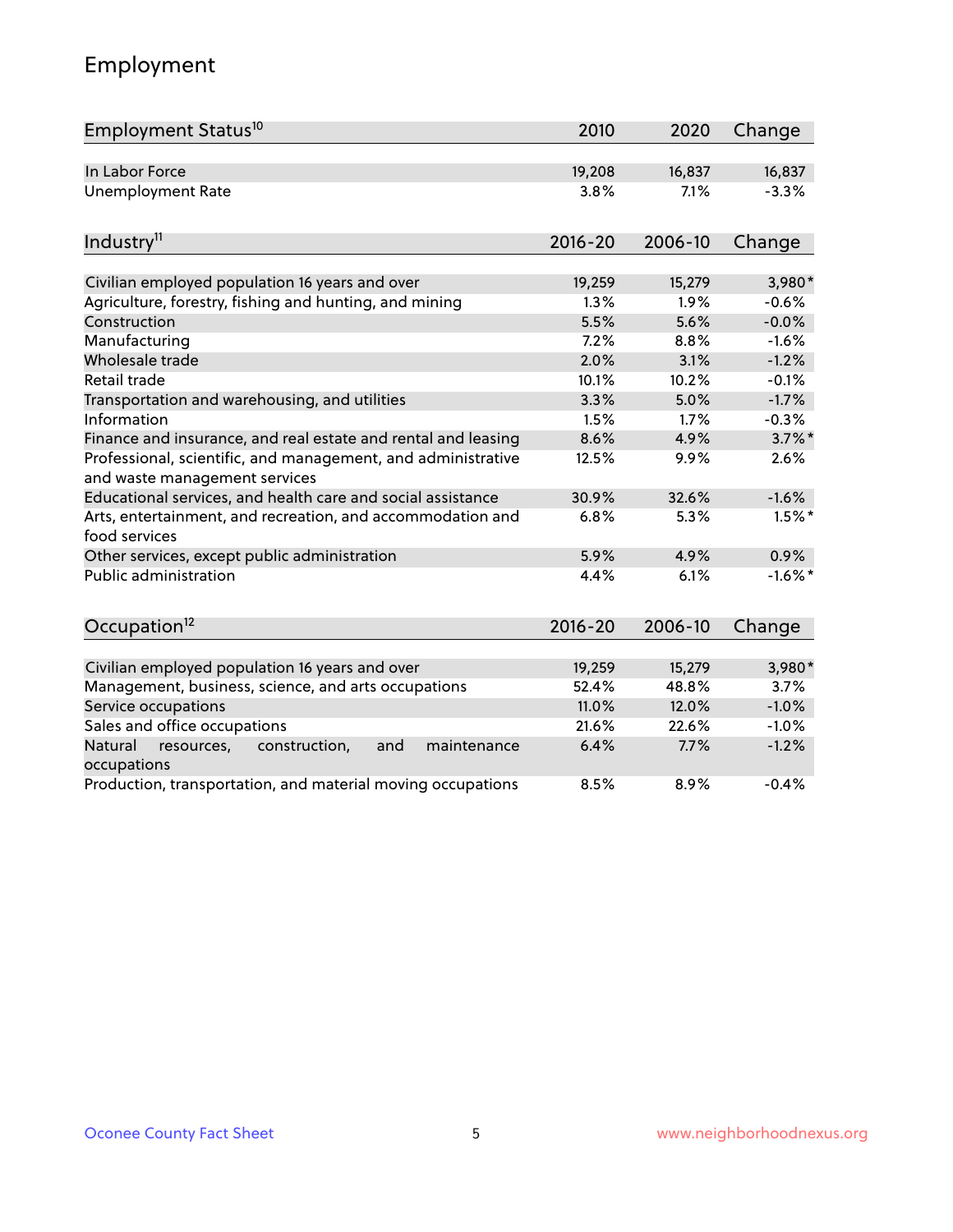## Employment

| Employment Status[10] | 2010 | 2020 | Change |
|---|---|---|---|
| In Labor Force | 19,208 | 16,837 | 16,837 |
| Unemployment Rate | 3.8% | 7.1% | -3.3% |

| Industry[11] | 2016-20 | 2006-10 | Change |
|---|---|---|---|
| Civilian employed population 16 years and over | 19,259 | 15,279 | 3,980* |
| Agriculture, forestry, fishing and hunting, and mining | 1.3% | 1.9% | -0.6% |
| Construction | 5.5% | 5.6% | -0.0% |
| Manufacturing | 7.2% | 8.8% | -1.6% |
| Wholesale trade | 2.0% | 3.1% | -1.2% |
| Retail trade | 10.1% | 10.2% | -0.1% |
| Transportation and warehousing, and utilities | 3.3% | 5.0% | -1.7% |
| Information | 1.5% | 1.7% | -0.3% |
| Finance and insurance, and real estate and rental and leasing | 8.6% | 4.9% | 3.7%* |
| Professional, scientific, and management, and administrative and waste management services | 12.5% | 9.9% | 2.6% |
| Educational services, and health care and social assistance | 30.9% | 32.6% | -1.6% |
| Arts, entertainment, and recreation, and accommodation and food services | 6.8% | 5.3% | 1.5%* |
| Other services, except public administration | 5.9% | 4.9% | 0.9% |
| Public administration | 4.4% | 6.1% | -1.6%* |

| Occupation[12] | 2016-20 | 2006-10 | Change |
|---|---|---|---|
| Civilian employed population 16 years and over | 19,259 | 15,279 | 3,980* |
| Management, business, science, and arts occupations | 52.4% | 48.8% | 3.7% |
| Service occupations | 11.0% | 12.0% | -1.0% |
| Sales and office occupations | 21.6% | 22.6% | -1.0% |
| Natural resources, construction, and maintenance occupations | 6.4% | 7.7% | -1.2% |
| Production, transportation, and material moving occupations | 8.5% | 8.9% | -0.4% |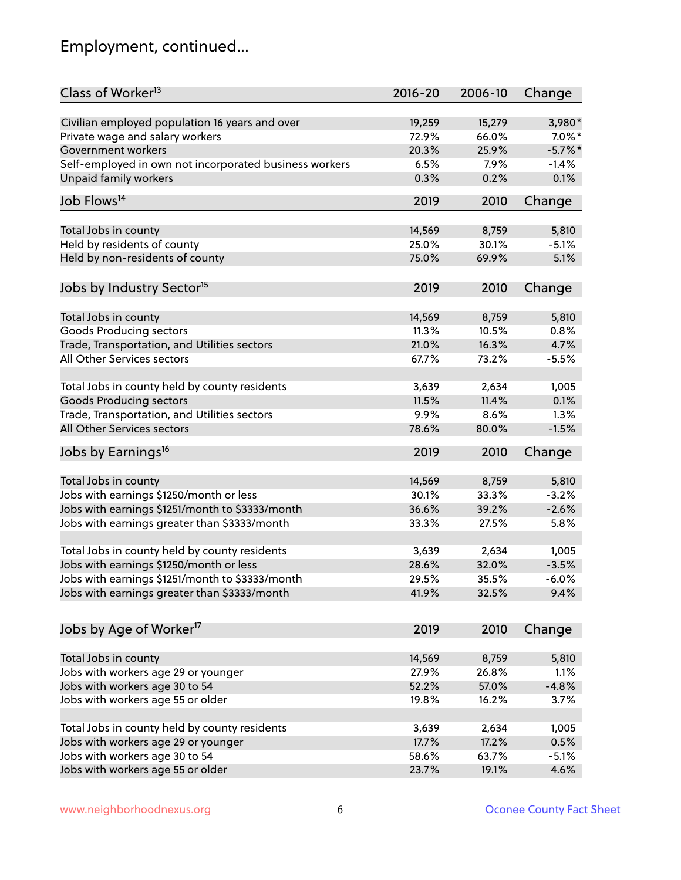# Employment, continued...

| Class of Worker[13] | 2016-20 | 2006-10 | Change |
|---|---|---|---|
| Civilian employed population 16 years and over | 19,259 | 15,279 | 3,980* |
| Private wage and salary workers | 72.9% | 66.0% | 7.0%* |
| Government workers | 20.3% | 25.9% | -5.7%* |
| Self-employed in own not incorporated business workers | 6.5% | 7.9% | -1.4% |
| Unpaid family workers | 0.3% | 0.2% | 0.1% |

| Job Flows[14] | 2019 | 2010 | Change |
|---|---|---|---|
| Total Jobs in county | 14,569 | 8,759 | 5,810 |
| Held by residents of county | 25.0% | 30.1% | -5.1% |
| Held by non-residents of county | 75.0% | 69.9% | 5.1% |

| Jobs by Industry Sector[15] | 2019 | 2010 | Change |
|---|---|---|---|
| Total Jobs in county | 14,569 | 8,759 | 5,810 |
| Goods Producing sectors | 11.3% | 10.5% | 0.8% |
| Trade, Transportation, and Utilities sectors | 21.0% | 16.3% | 4.7% |
| All Other Services sectors | 67.7% | 73.2% | -5.5% |
| | | | |
| Total Jobs in county held by county residents | 3,639 | 2,634 | 1,005 |
| Goods Producing sectors | 11.5% | 11.4% | 0.1% |
| Trade, Transportation, and Utilities sectors | 9.9% | 8.6% | 1.3% |
| All Other Services sectors | 78.6% | 80.0% | -1.5% |

| Jobs by Earnings[16] | 2019 | 2010 | Change |
|---|---|---|---|
| Total Jobs in county | 14,569 | 8,759 | 5,810 |
| Jobs with earnings $1250/month or less | 30.1% | 33.3% | -3.2% |
| Jobs with earnings $1251/month to $3333/month | 36.6% | 39.2% | -2.6% |
| Jobs with earnings greater than $3333/month | 33.3% | 27.5% | 5.8% |
| | | | |
| Total Jobs in county held by county residents | 3,639 | 2,634 | 1,005 |
| Jobs with earnings $1250/month or less | 28.6% | 32.0% | -3.5% |
| Jobs with earnings $1251/month to $3333/month | 29.5% | 35.5% | -6.0% |
| Jobs with earnings greater than $3333/month | 41.9% | 32.5% | 9.4% |

| Jobs by Age of Worker[17] | 2019 | 2010 | Change |
|---|---|---|---|
| Total Jobs in county | 14,569 | 8,759 | 5,810 |
| Jobs with workers age 29 or younger | 27.9% | 26.8% | 1.1% |
| Jobs with workers age 30 to 54 | 52.2% | 57.0% | -4.8% |
| Jobs with workers age 55 or older | 19.8% | 16.2% | 3.7% |
| | | | |
| Total Jobs in county held by county residents | 3,639 | 2,634 | 1,005 |
| Jobs with workers age 29 or younger | 17.7% | 17.2% | 0.5% |
| Jobs with workers age 30 to 54 | 58.6% | 63.7% | -5.1% |
| Jobs with workers age 55 or older | 23.7% | 19.1% | 4.6% |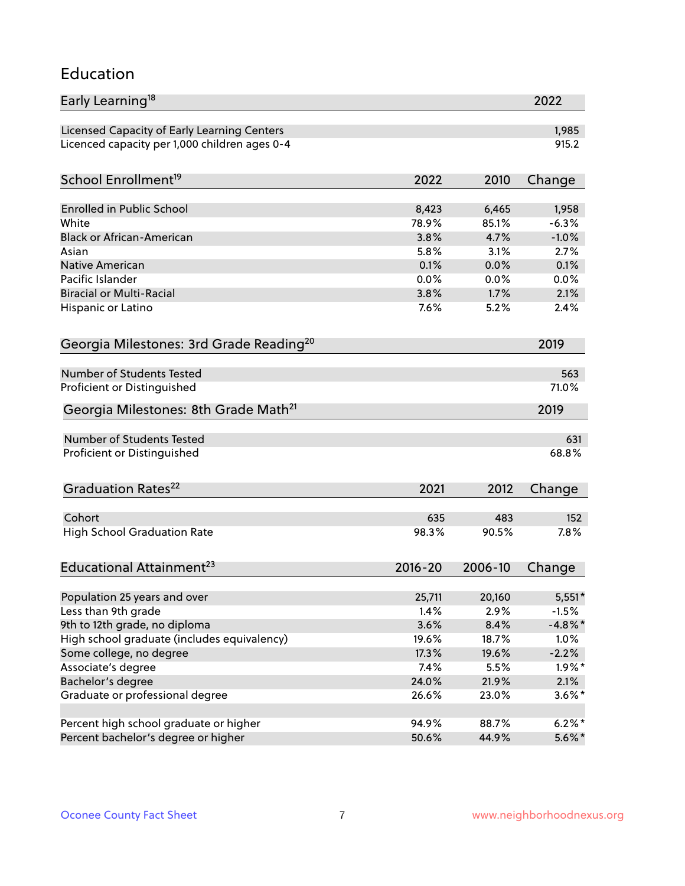## Education

| Early Learning[18] | 2022 |
|---|---|
| Licensed Capacity of Early Learning Centers | 1,985 |
| Licenced capacity per 1,000 children ages 0-4 | 915.2 |

| School Enrollment[19] | 2022 | 2010 | Change |
|---|---|---|---|
| Enrolled in Public School | 8,423 | 6,465 | 1,958 |
| White | 78.9% | 85.1% | -6.3% |
| Black or African-American | 3.8% | 4.7% | -1.0% |
| Asian | 5.8% | 3.1% | 2.7% |
| Native American | 0.1% | 0.0% | 0.1% |
| Pacific Islander | 0.0% | 0.0% | 0.0% |
| Biracial or Multi-Racial | 3.8% | 1.7% | 2.1% |
| Hispanic or Latino | 7.6% | 5.2% | 2.4% |

| Georgia Milestones: 3rd Grade Reading[20] | 2019 |
|---|---|
| Number of Students Tested | 563 |
| Proficient or Distinguished | 71.0% |

| Georgia Milestones: 8th Grade Math[21] | 2019 |
|---|---|
| Number of Students Tested | 631 |
| Proficient or Distinguished | 68.8% |

| Graduation Rates[22] | 2021 | 2012 | Change |
|---|---|---|---|
| Cohort | 635 | 483 | 152 |
| High School Graduation Rate | 98.3% | 90.5% | 7.8% |

| Educational Attainment[23] | 2016-20 | 2006-10 | Change |
|---|---|---|---|
| Population 25 years and over | 25,711 | 20,160 | 5,551* |
| Less than 9th grade | 1.4% | 2.9% | -1.5% |
| 9th to 12th grade, no diploma | 3.6% | 8.4% | -4.8%* |
| High school graduate (includes equivalency) | 19.6% | 18.7% | 1.0% |
| Some college, no degree | 17.3% | 19.6% | -2.2% |
| Associate's degree | 7.4% | 5.5% | 1.9%* |
| Bachelor's degree | 24.0% | 21.9% | 2.1% |
| Graduate or professional degree | 26.6% | 23.0% | 3.6%* |
| | | | |
| Percent high school graduate or higher | 94.9% | 88.7% | 6.2%* |
| Percent bachelor's degree or higher | 50.6% | 44.9% | 5.6%* |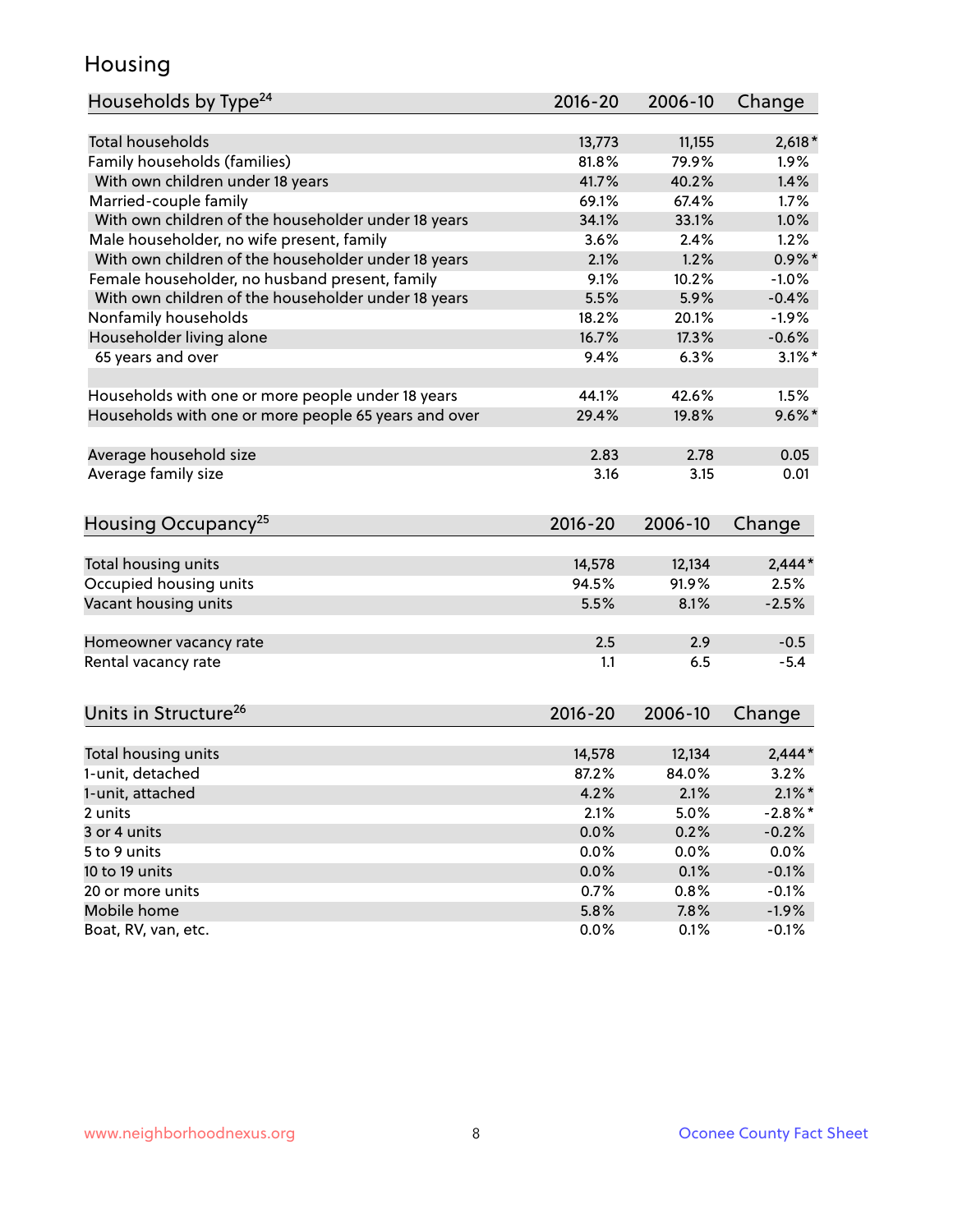# Housing

| Households by Type[24] | 2016-20 | 2006-10 | Change |
|---|---|---|---|
| Total households | 13,773 | 11,155 | 2,618* |
| Family households (families) | 81.8% | 79.9% | 1.9% |
| With own children under 18 years | 41.7% | 40.2% | 1.4% |
| Married-couple family | 69.1% | 67.4% | 1.7% |
| With own children of the householder under 18 years | 34.1% | 33.1% | 1.0% |
| Male householder, no wife present, family | 3.6% | 2.4% | 1.2% |
| With own children of the householder under 18 years | 2.1% | 1.2% | 0.9%* |
| Female householder, no husband present, family | 9.1% | 10.2% | -1.0% |
| With own children of the householder under 18 years | 5.5% | 5.9% | -0.4% |
| Nonfamily households | 18.2% | 20.1% | -1.9% |
| Householder living alone | 16.7% | 17.3% | -0.6% |
| 65 years and over | 9.4% | 6.3% | 3.1%* |
| | | | |
| Households with one or more people under 18 years | 44.1% | 42.6% | 1.5% |
| Households with one or more people 65 years and over | 29.4% | 19.8% | 9.6%* |
| | | | |
| Average household size | 2.83 | 2.78 | 0.05 |
| Average family size | 3.16 | 3.15 | 0.01 |

| Housing Occupancy[25] | 2016-20 | 2006-10 | Change |
|---|---|---|---|
| Total housing units | 14,578 | 12,134 | 2,444* |
| Occupied housing units | 94.5% | 91.9% | 2.5% |
| Vacant housing units | 5.5% | 8.1% | -2.5% |
| | | | |
| Homeowner vacancy rate | 2.5 | 2.9 | -0.5 |
| Rental vacancy rate | 1.1 | 6.5 | -5.4 |

| Units in Structure[26] | 2016-20 | 2006-10 | Change |
|---|---|---|---|
| Total housing units | 14,578 | 12,134 | 2,444* |
| 1-unit, detached | 87.2% | 84.0% | 3.2% |
| 1-unit, attached | 4.2% | 2.1% | 2.1%* |
| 2 units | 2.1% | 5.0% | -2.8%* |
| 3 or 4 units | 0.0% | 0.2% | -0.2% |
| 5 to 9 units | 0.0% | 0.0% | 0.0% |
| 10 to 19 units | 0.0% | 0.1% | -0.1% |
| 20 or more units | 0.7% | 0.8% | -0.1% |
| Mobile home | 5.8% | 7.8% | -1.9% |
| Boat, RV, van, etc. | 0.0% | 0.1% | -0.1% |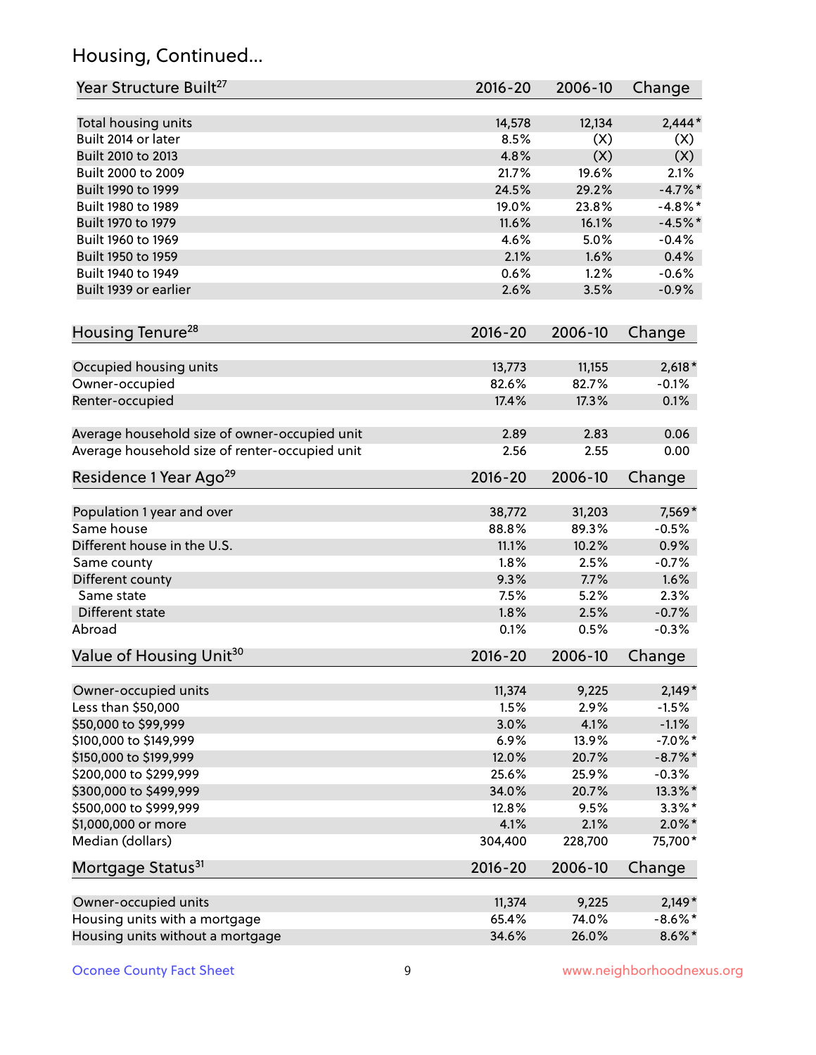## Housing, Continued...

| Year Structure Built[27] | 2016-20 | 2006-10 | Change |
|---|---|---|---|
| Total housing units | 14,578 | 12,134 | 2,444* |
| Built 2014 or later | 8.5% | (X) | (X) |
| Built 2010 to 2013 | 4.8% | (X) | (X) |
| Built 2000 to 2009 | 21.7% | 19.6% | 2.1% |
| Built 1990 to 1999 | 24.5% | 29.2% | -4.7%* |
| Built 1980 to 1989 | 19.0% | 23.8% | -4.8%* |
| Built 1970 to 1979 | 11.6% | 16.1% | -4.5%* |
| Built 1960 to 1969 | 4.6% | 5.0% | -0.4% |
| Built 1950 to 1959 | 2.1% | 1.6% | 0.4% |
| Built 1940 to 1949 | 0.6% | 1.2% | -0.6% |
| Built 1939 or earlier | 2.6% | 3.5% | -0.9% |

| Housing Tenure[28] | 2016-20 | 2006-10 | Change |
|---|---|---|---|
| Occupied housing units | 13,773 | 11,155 | 2,618* |
| Owner-occupied | 82.6% | 82.7% | -0.1% |
| Renter-occupied | 17.4% | 17.3% | 0.1% |
| Average household size of owner-occupied unit | 2.89 | 2.83 | 0.06 |
| Average household size of renter-occupied unit | 2.56 | 2.55 | 0.00 |

| Residence 1 Year Ago[29] | 2016-20 | 2006-10 | Change |
|---|---|---|---|
| Population 1 year and over | 38,772 | 31,203 | 7,569* |
| Same house | 88.8% | 89.3% | -0.5% |
| Different house in the U.S. | 11.1% | 10.2% | 0.9% |
| Same county | 1.8% | 2.5% | -0.7% |
| Different county | 9.3% | 7.7% | 1.6% |
| Same state | 7.5% | 5.2% | 2.3% |
| Different state | 1.8% | 2.5% | -0.7% |
| Abroad | 0.1% | 0.5% | -0.3% |

| Value of Housing Unit[30] | 2016-20 | 2006-10 | Change |
|---|---|---|---|
| Owner-occupied units | 11,374 | 9,225 | 2,149* |
| Less than $50,000 | 1.5% | 2.9% | -1.5% |
| $50,000 to $99,999 | 3.0% | 4.1% | -1.1% |
| $100,000 to $149,999 | 6.9% | 13.9% | -7.0%* |
| $150,000 to $199,999 | 12.0% | 20.7% | -8.7%* |
| $200,000 to $299,999 | 25.6% | 25.9% | -0.3% |
| $300,000 to $499,999 | 34.0% | 20.7% | 13.3%* |
| $500,000 to $999,999 | 12.8% | 9.5% | 3.3%* |
| $1,000,000 or more | 4.1% | 2.1% | 2.0%* |
| Median (dollars) | 304,400 | 228,700 | 75,700* |

| Mortgage Status[31] | 2016-20 | 2006-10 | Change |
|---|---|---|---|
| Owner-occupied units | 11,374 | 9,225 | 2,149* |
| Housing units with a mortgage | 65.4% | 74.0% | -8.6%* |
| Housing units without a mortgage | 34.6% | 26.0% | 8.6%* |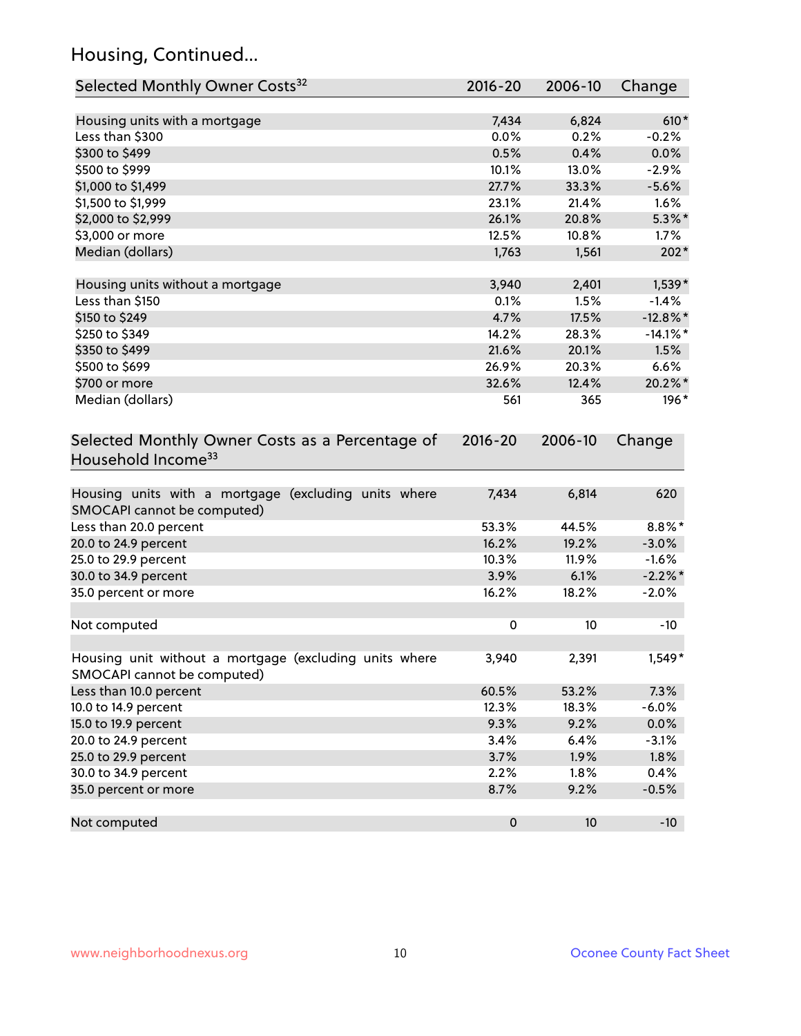## Housing, Continued...

| Selected Monthly Owner Costs[32] | 2016-20 | 2006-10 | Change |
|---|---|---|---|
| Housing units with a mortgage | 7,434 | 6,824 | 610* |
| Less than $300 | 0.0% | 0.2% | -0.2% |
| $300 to $499 | 0.5% | 0.4% | 0.0% |
| $500 to $999 | 10.1% | 13.0% | -2.9% |
| $1,000 to $1,499 | 27.7% | 33.3% | -5.6% |
| $1,500 to $1,999 | 23.1% | 21.4% | 1.6% |
| $2,000 to $2,999 | 26.1% | 20.8% | 5.3%* |
| $3,000 or more | 12.5% | 10.8% | 1.7% |
| Median (dollars) | 1,763 | 1,561 | 202* |
| | | | |
| Housing units without a mortgage | 3,940 | 2,401 | 1,539* |
| Less than $150 | 0.1% | 1.5% | -1.4% |
| $150 to $249 | 4.7% | 17.5% | -12.8%* |
| $250 to $349 | 14.2% | 28.3% | -14.1%* |
| $350 to $499 | 21.6% | 20.1% | 1.5% |
| $500 to $699 | 26.9% | 20.3% | 6.6% |
| $700 or more | 32.6% | 12.4% | 20.2%* |
| Median (dollars) | 561 | 365 | 196* |

| Selected Monthly Owner Costs as a Percentage of Household Income[33] | 2016-20 | 2006-10 | Change |
|---|---|---|---|
| Housing units with a mortgage (excluding units where SMOCAPI cannot be computed) | 7,434 | 6,814 | 620 |
| Less than 20.0 percent | 53.3% | 44.5% | 8.8%* |
| 20.0 to 24.9 percent | 16.2% | 19.2% | -3.0% |
| 25.0 to 29.9 percent | 10.3% | 11.9% | -1.6% |
| 30.0 to 34.9 percent | 3.9% | 6.1% | -2.2%* |
| 35.0 percent or more | 16.2% | 18.2% | -2.0% |
| | | | |
| Not computed | 0 | 10 | -10 |
| | | | |
| Housing unit without a mortgage (excluding units where SMOCAPI cannot be computed) | 3,940 | 2,391 | 1,549* |
| Less than 10.0 percent | 60.5% | 53.2% | 7.3% |
| 10.0 to 14.9 percent | 12.3% | 18.3% | -6.0% |
| 15.0 to 19.9 percent | 9.3% | 9.2% | 0.0% |
| 20.0 to 24.9 percent | 3.4% | 6.4% | -3.1% |
| 25.0 to 29.9 percent | 3.7% | 1.9% | 1.8% |
| 30.0 to 34.9 percent | 2.2% | 1.8% | 0.4% |
| 35.0 percent or more | 8.7% | 9.2% | -0.5% |
| | | | |
| Not computed | 0 | 10 | -10 |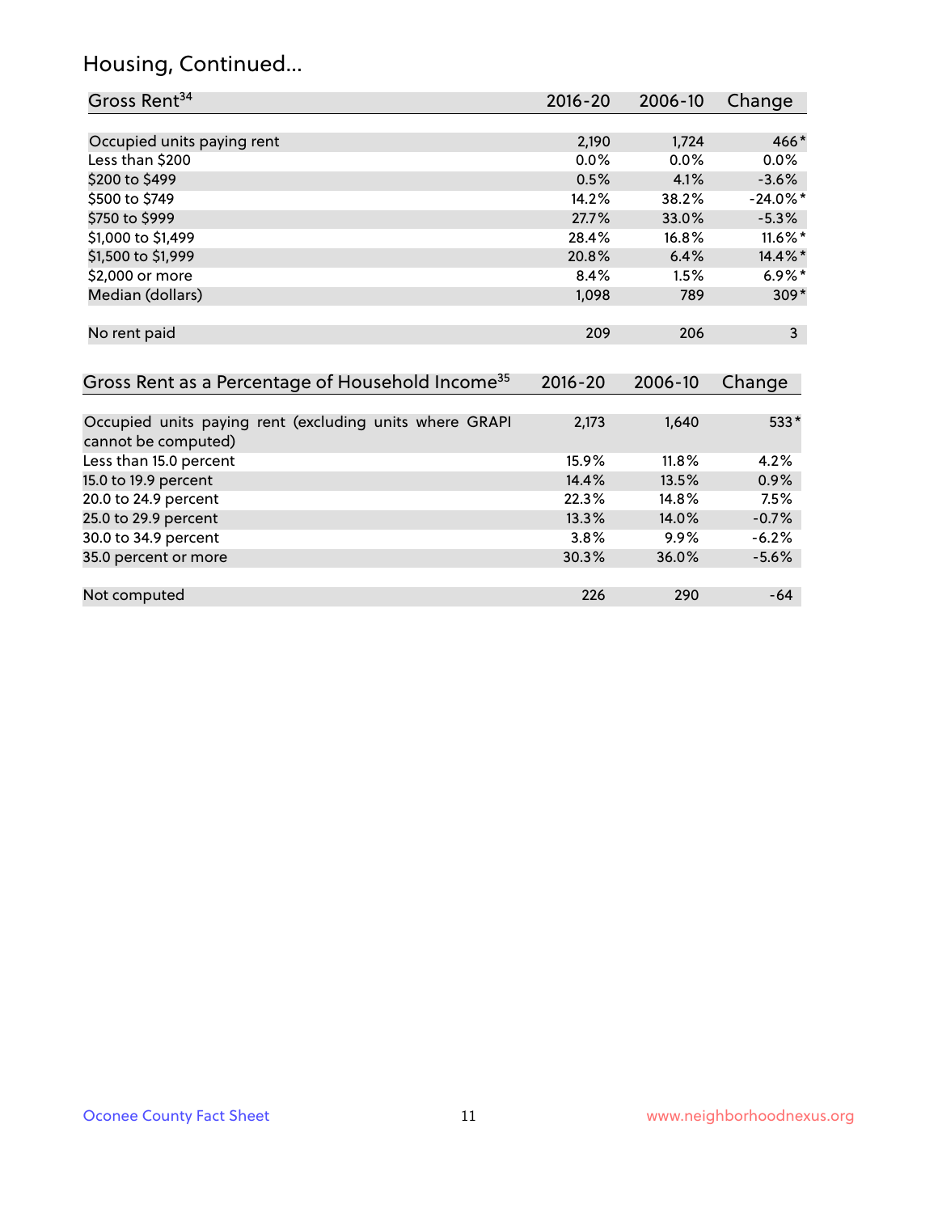## Housing, Continued...

| Gross Rent[34] | 2016-20 | 2006-10 | Change |
|---|---|---|---|
| Occupied units paying rent | 2,190 | 1,724 | 466* |
| Less than $200 | 0.0% | 0.0% | 0.0% |
| $200 to $499 | 0.5% | 4.1% | -3.6% |
| $500 to $749 | 14.2% | 38.2% | -24.0%* |
| $750 to $999 | 27.7% | 33.0% | -5.3% |
| $1,000 to $1,499 | 28.4% | 16.8% | 11.6%* |
| $1,500 to $1,999 | 20.8% | 6.4% | 14.4%* |
| $2,000 or more | 8.4% | 1.5% | 6.9%* |
| Median (dollars) | 1,098 | 789 | 309* |
| No rent paid | 209 | 206 | 3 |

| Gross Rent as a Percentage of Household Income[35] | 2016-20 | 2006-10 | Change |
|---|---|---|---|
| Occupied units paying rent (excluding units where GRAPI cannot be computed) | 2,173 | 1,640 | 533* |
| Less than 15.0 percent | 15.9% | 11.8% | 4.2% |
| 15.0 to 19.9 percent | 14.4% | 13.5% | 0.9% |
| 20.0 to 24.9 percent | 22.3% | 14.8% | 7.5% |
| 25.0 to 29.9 percent | 13.3% | 14.0% | -0.7% |
| 30.0 to 34.9 percent | 3.8% | 9.9% | -6.2% |
| 35.0 percent or more | 30.3% | 36.0% | -5.6% |
| Not computed | 226 | 290 | -64 |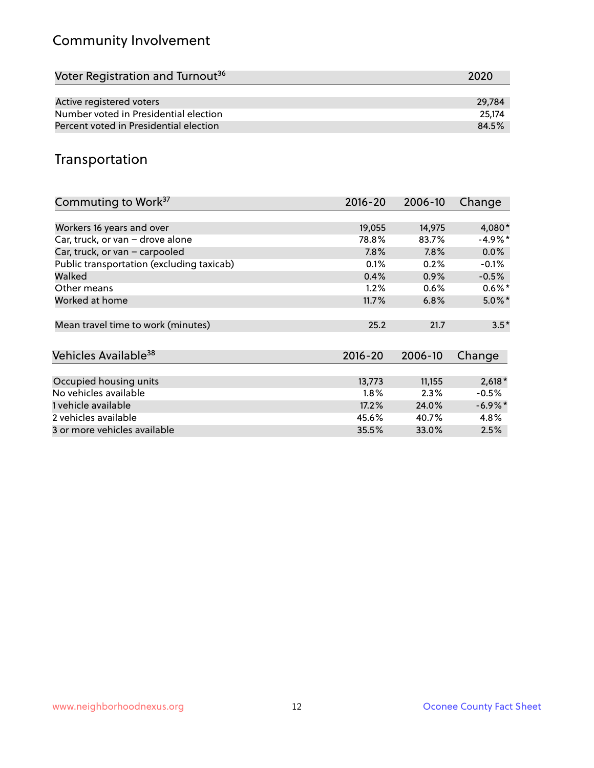## Community Involvement

| Voter Registration and Turnout[36] | 2020 |
|---|---|
| Active registered voters | 29,784 |
| Number voted in Presidential election | 25,174 |
| Percent voted in Presidential election | 84.5% |

## Transportation

| Commuting to Work[37] | 2016-20 | 2006-10 | Change |
|---|---|---|---|
| Workers 16 years and over | 19,055 | 14,975 | 4,080* |
| Car, truck, or van – drove alone | 78.8% | 83.7% | -4.9%* |
| Car, truck, or van – carpooled | 7.8% | 7.8% | 0.0% |
| Public transportation (excluding taxicab) | 0.1% | 0.2% | -0.1% |
| Walked | 0.4% | 0.9% | -0.5% |
| Other means | 1.2% | 0.6% | 0.6%* |
| Worked at home | 11.7% | 6.8% | 5.0%* |
| Mean travel time to work (minutes) | 25.2 | 21.7 | 3.5* |

| Vehicles Available[38] | 2016-20 | 2006-10 | Change |
|---|---|---|---|
| Occupied housing units | 13,773 | 11,155 | 2,618* |
| No vehicles available | 1.8% | 2.3% | -0.5% |
| 1 vehicle available | 17.2% | 24.0% | -6.9%* |
| 2 vehicles available | 45.6% | 40.7% | 4.8% |
| 3 or more vehicles available | 35.5% | 33.0% | 2.5% |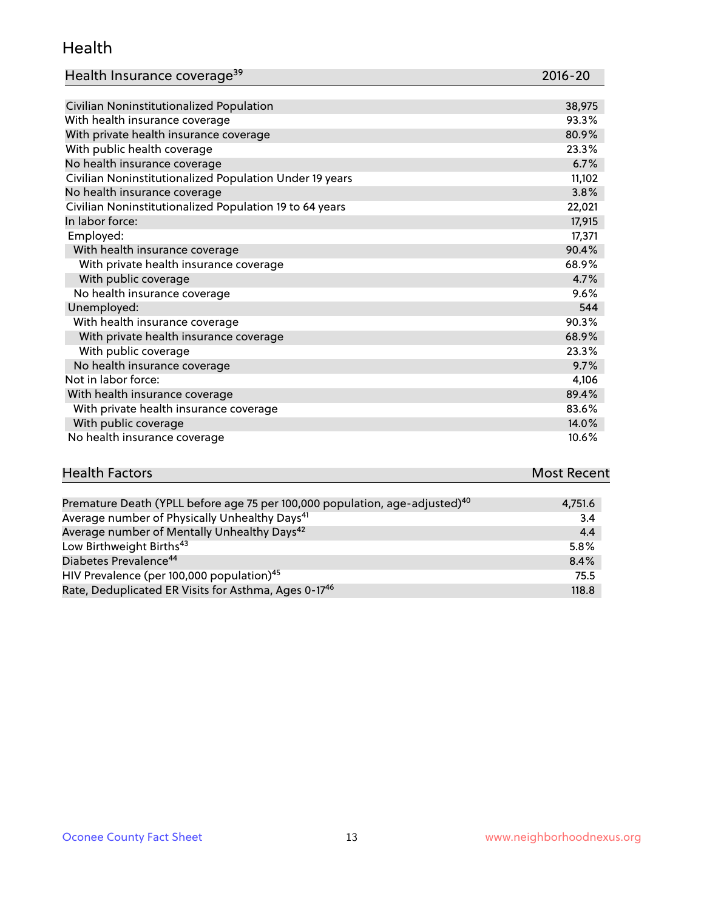## Health

| Health Insurance coverage[39] | 2016-20 |
| --- | --- |
| Civilian Noninstitutionalized Population | 38,975 |
| With health insurance coverage | 93.3% |
| With private health insurance coverage | 80.9% |
| With public health coverage | 23.3% |
| No health insurance coverage | 6.7% |
| Civilian Noninstitutionalized Population Under 19 years | 11,102 |
| No health insurance coverage | 3.8% |
| Civilian Noninstitutionalized Population 19 to 64 years | 22,021 |
| In labor force: | 17,915 |
| Employed: | 17,371 |
| With health insurance coverage | 90.4% |
| With private health insurance coverage | 68.9% |
| With public coverage | 4.7% |
| No health insurance coverage | 9.6% |
| Unemployed: | 544 |
| With health insurance coverage | 90.3% |
| With private health insurance coverage | 68.9% |
| With public coverage | 23.3% |
| No health insurance coverage | 9.7% |
| Not in labor force: | 4,106 |
| With health insurance coverage | 89.4% |
| With private health insurance coverage | 83.6% |
| With public coverage | 14.0% |
| No health insurance coverage | 10.6% |

| Health Factors | Most Recent |
| --- | --- |
| Premature Death (YPLL before age 75 per 100,000 population, age-adjusted)[40] | 4,751.6 |
| Average number of Physically Unhealthy Days[41] | 3.4 |
| Average number of Mentally Unhealthy Days[42] | 4.4 |
| Low Birthweight Births[43] | 5.8% |
| Diabetes Prevalence[44] | 8.4% |
| HIV Prevalence (per 100,000 population)[45] | 75.5 |
| Rate, Deduplicated ER Visits for Asthma, Ages 0-17[46] | 118.8 |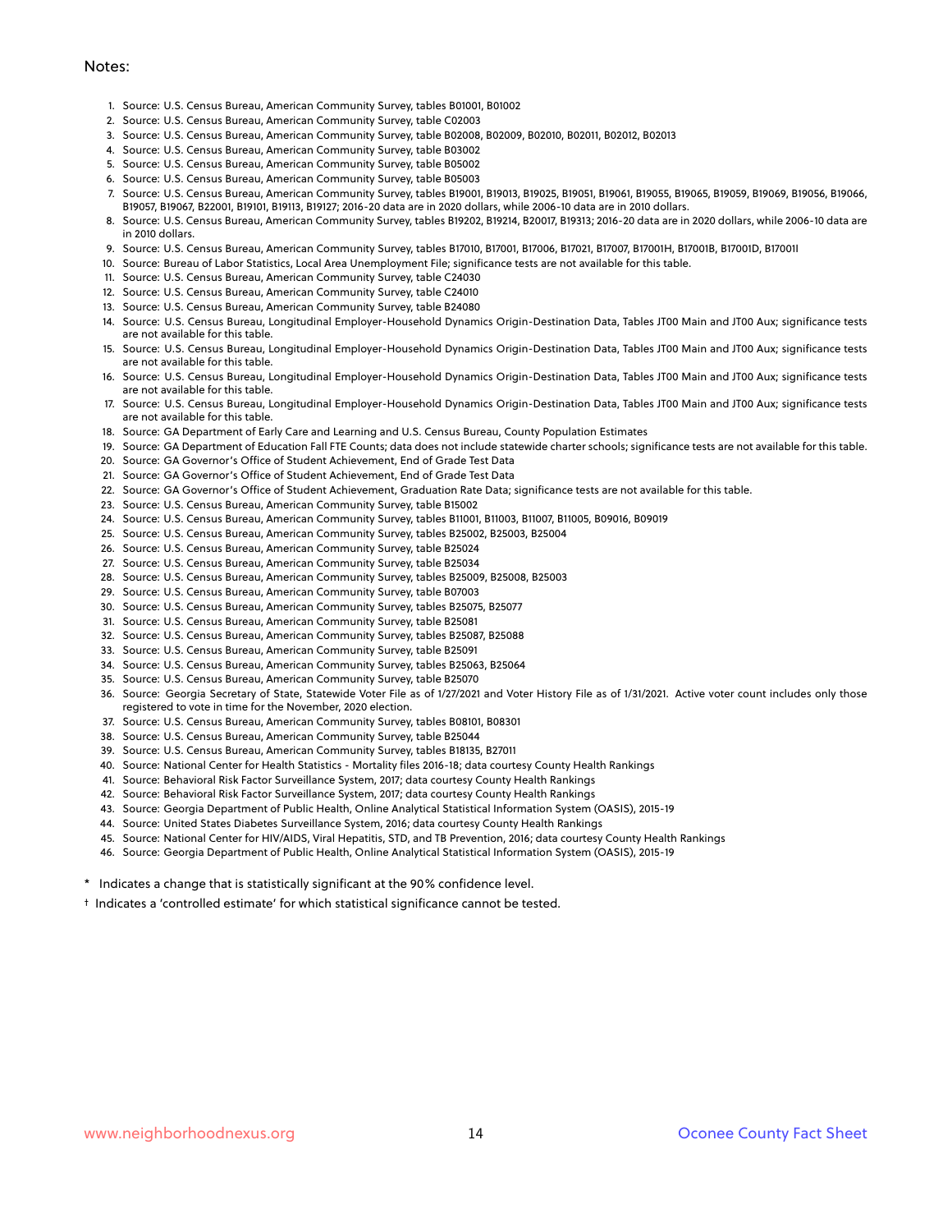Notes:

1. Source: U.S. Census Bureau, American Community Survey, tables B01001, B01002
2. Source: U.S. Census Bureau, American Community Survey, table C02003
3. Source: U.S. Census Bureau, American Community Survey, table B02008, B02009, B02010, B02011, B02012, B02013
4. Source: U.S. Census Bureau, American Community Survey, table B03002
5. Source: U.S. Census Bureau, American Community Survey, table B05002
6. Source: U.S. Census Bureau, American Community Survey, table B05003
7. Source: U.S. Census Bureau, American Community Survey, tables B19001, B19013, B19025, B19051, B19061, B19055, B19065, B19059, B19069, B19056, B19066, B19057, B19067, B22001, B19101, B19113, B19127; 2016-20 data are in 2020 dollars, while 2006-10 data are in 2010 dollars.
8. Source: U.S. Census Bureau, American Community Survey, tables B19202, B19214, B20017, B19313; 2016-20 data are in 2020 dollars, while 2006-10 data are in 2010 dollars.
9. Source: U.S. Census Bureau, American Community Survey, tables B17010, B17001, B17006, B17021, B17007, B17001H, B17001B, B17001D, B17001I
10. Source: Bureau of Labor Statistics, Local Area Unemployment File; significance tests are not available for this table.
11. Source: U.S. Census Bureau, American Community Survey, table C24030
12. Source: U.S. Census Bureau, American Community Survey, table C24010
13. Source: U.S. Census Bureau, American Community Survey, table B24080
14. Source: U.S. Census Bureau, Longitudinal Employer-Household Dynamics Origin-Destination Data, Tables JT00 Main and JT00 Aux; significance tests are not available for this table.
15. Source: U.S. Census Bureau, Longitudinal Employer-Household Dynamics Origin-Destination Data, Tables JT00 Main and JT00 Aux; significance tests are not available for this table.
16. Source: U.S. Census Bureau, Longitudinal Employer-Household Dynamics Origin-Destination Data, Tables JT00 Main and JT00 Aux; significance tests are not available for this table.
17. Source: U.S. Census Bureau, Longitudinal Employer-Household Dynamics Origin-Destination Data, Tables JT00 Main and JT00 Aux; significance tests are not available for this table.
18. Source: GA Department of Early Care and Learning and U.S. Census Bureau, County Population Estimates
19. Source: GA Department of Education Fall FTE Counts; data does not include statewide charter schools; significance tests are not available for this table.
20. Source: GA Governor's Office of Student Achievement, End of Grade Test Data
21. Source: GA Governor's Office of Student Achievement, End of Grade Test Data
22. Source: GA Governor's Office of Student Achievement, Graduation Rate Data; significance tests are not available for this table.
23. Source: U.S. Census Bureau, American Community Survey, table B15002
24. Source: U.S. Census Bureau, American Community Survey, tables B11001, B11003, B11007, B11005, B09016, B09019
25. Source: U.S. Census Bureau, American Community Survey, tables B25002, B25003, B25004
26. Source: U.S. Census Bureau, American Community Survey, table B25024
27. Source: U.S. Census Bureau, American Community Survey, table B25034
28. Source: U.S. Census Bureau, American Community Survey, tables B25009, B25008, B25003
29. Source: U.S. Census Bureau, American Community Survey, table B07003
30. Source: U.S. Census Bureau, American Community Survey, tables B25075, B25077
31. Source: U.S. Census Bureau, American Community Survey, table B25081
32. Source: U.S. Census Bureau, American Community Survey, tables B25087, B25088
33. Source: U.S. Census Bureau, American Community Survey, table B25091
34. Source: U.S. Census Bureau, American Community Survey, tables B25063, B25064
35. Source: U.S. Census Bureau, American Community Survey, table B25070
36. Source: Georgia Secretary of State, Statewide Voter File as of 1/27/2021 and Voter History File as of 1/31/2021. Active voter count includes only those registered to vote in time for the November, 2020 election.
37. Source: U.S. Census Bureau, American Community Survey, tables B08101, B08301
38. Source: U.S. Census Bureau, American Community Survey, table B25044
39. Source: U.S. Census Bureau, American Community Survey, tables B18135, B27011
40. Source: National Center for Health Statistics - Mortality files 2016-18; data courtesy County Health Rankings
41. Source: Behavioral Risk Factor Surveillance System, 2017; data courtesy County Health Rankings
42. Source: Behavioral Risk Factor Surveillance System, 2017; data courtesy County Health Rankings
43. Source: Georgia Department of Public Health, Online Analytical Statistical Information System (OASIS), 2015-19
44. Source: United States Diabetes Surveillance System, 2016; data courtesy County Health Rankings
45. Source: National Center for HIV/AIDS, Viral Hepatitis, STD, and TB Prevention, 2016; data courtesy County Health Rankings
46. Source: Georgia Department of Public Health, Online Analytical Statistical Information System (OASIS), 2015-19

\* Indicates a change that is statistically significant at the 90% confidence level.

† Indicates a 'controlled estimate' for which statistical significance cannot be tested.